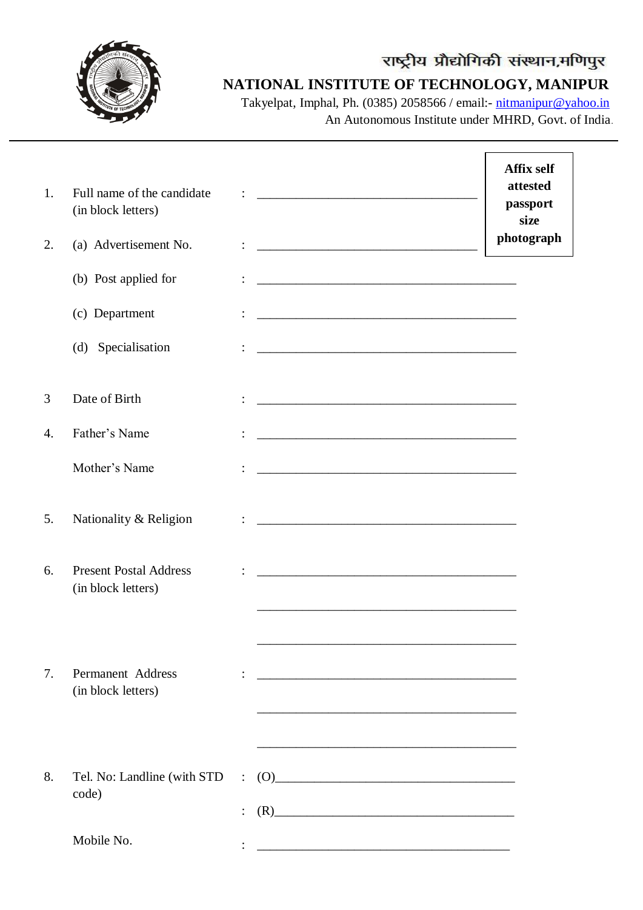राष्ट्रीय प्रौद्योगिकी संस्थान,मणिपुर

# NATIONAL INSTITUTE OF TECHNOLOGY, MANIPUR

Takyelpat, Imphal, Ph. (0385) 2058566 / email:- nitmanipur@yahoo.in

An Autonomous Institute under MHRD, Govt. of India.

---

**Affix self attested passport size photograph**

1. Full name of the candidate (in block letters) : ____________________________________

2. (a) Advertisement No. : ____________________________________

   (b) Post applied for : ____________________________________

   (c) Department : ____________________________________

   (d) Specialisation : ____________________________________

3 Date of Birth : ____________________________________

4. Father's Name : ____________________________________

   Mother's Name : ____________________________________

5. Nationality & Religion : ____________________________________

6. Present Postal Address (in block letters) : ____________________________________

   ____________________________________

   ____________________________________

7. Permanent Address (in block letters) : ____________________________________

   ____________________________________

   ____________________________________

8. Tel. No: Landline (with STD code) : (O)____________________________________

   : (R)____________________________________

   Mobile No. : ____________________________________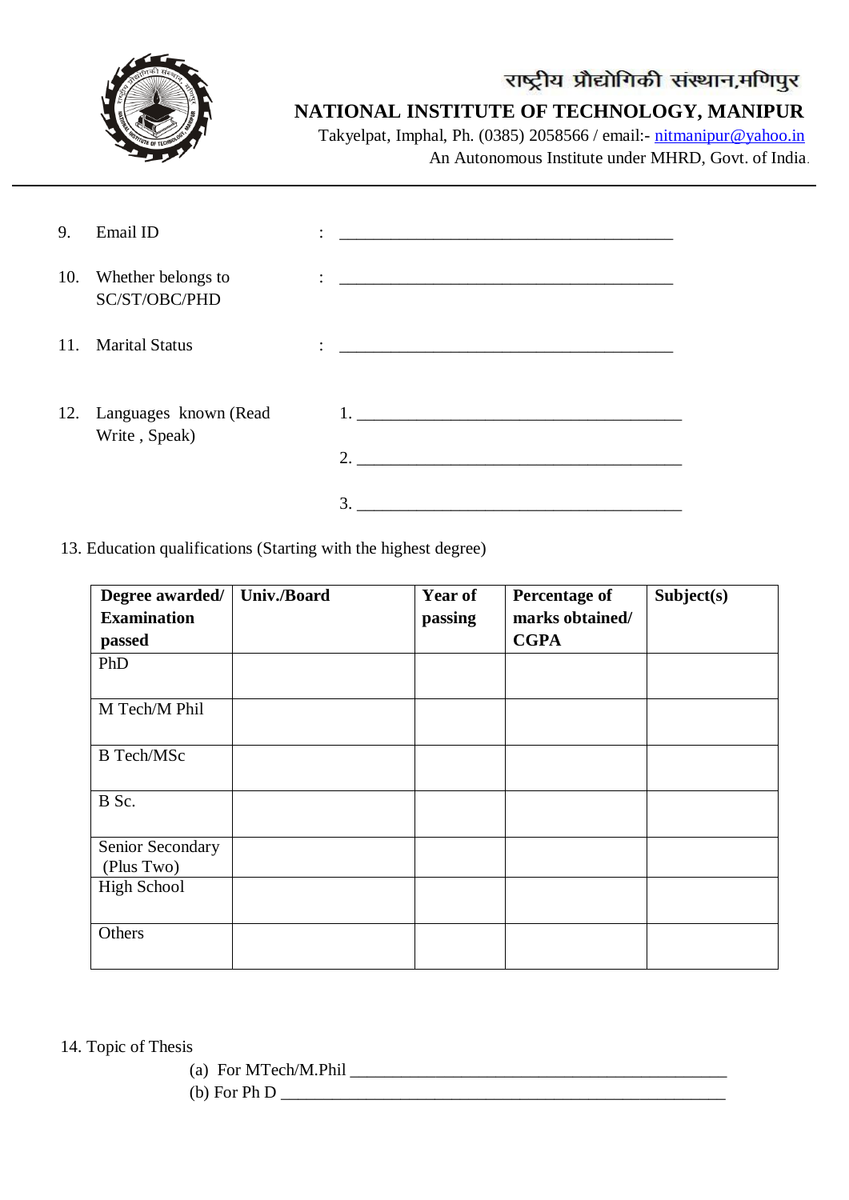राष्ट्रीय प्रौद्योगिकी संस्थान,मणिपुर

**NATIONAL INSTITUTE OF TECHNOLOGY, MANIPUR**

Takyelpat, Imphal, Ph. (0385) 2058566 / email:- nitmanipur@yahoo.in

An Autonomous Institute under MHRD, Govt. of India.

---

9. Email ID : ________________________________________

10. Whether belongs to SC/ST/OBC/PHD : ________________________________________

11. Marital Status : ________________________________________

12. Languages known (Read Write , Speak)
    1. ________________________________________
    2. ________________________________________
    3. ________________________________________

13. Education qualifications (Starting with the highest degree)

| Degree awarded/ Examination passed | Univ./Board | Year of passing | Percentage of marks obtained/ CGPA | Subject(s) |
|---|---|---|---|---|
| PhD | | | | |
| M Tech/M Phil | | | | |
| B Tech/MSc | | | | |
| B Sc. | | | | |
| Senior Secondary (Plus Two) | | | | |
| High School | | | | |
| Others | | | | |

14. Topic of Thesis
    (a) For MTech/M.Phil ____________________________________________
    (b) For Ph D ____________________________________________________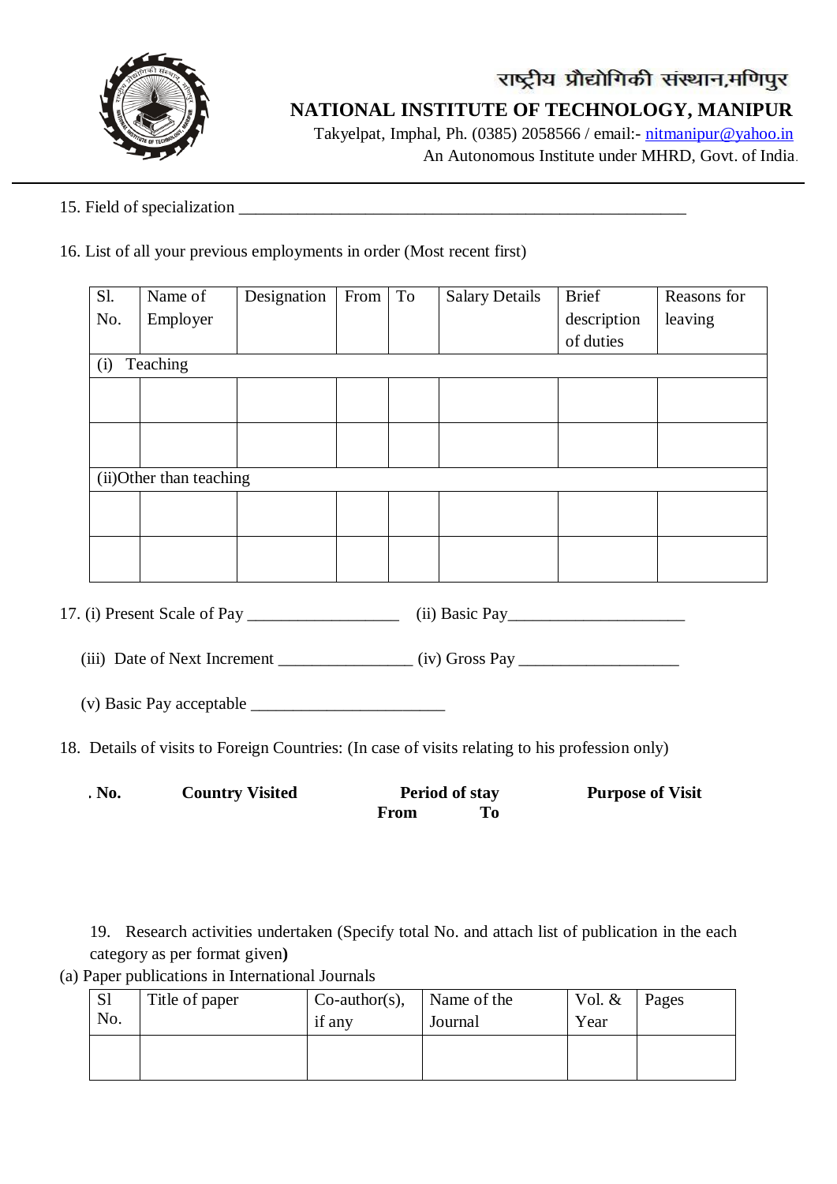राष्ट्रीय प्रौद्योगिकी संस्थान,मणिपुर

**NATIONAL INSTITUTE OF TECHNOLOGY, MANIPUR**

Takyelpat, Imphal, Ph. (0385) 2058566 / email:- nitmanipur@yahoo.in

An Autonomous Institute under MHRD, Govt. of India.

15. Field of specialization \_\_\_\_\_\_\_\_\_\_\_\_\_\_\_\_\_\_\_\_\_\_\_\_\_\_\_\_\_\_\_\_\_\_\_\_\_\_\_\_\_\_\_\_\_\_\_\_\_\_\_\_\_\_

16. List of all your previous employments in order (Most recent first)

| Sl. No. | Name of Employer | Designation | From | To | Salary Details | Brief description of duties | Reasons for leaving |
|---|---|---|---|---|---|---|---|
| (i) Teaching | | | | | | | |
| | | | | | | | |
| | | | | | | | |
| (ii)Other than teaching | | | | | | | |
| | | | | | | | |
| | | | | | | | |

17. (i) Present Scale of Pay \_\_\_\_\_\_\_\_\_\_\_\_\_\_\_\_\_\_\_ (ii) Basic Pay\_\_\_\_\_\_\_\_\_\_\_\_\_\_\_\_\_\_\_\_\_\_

(iii) Date of Next Increment \_\_\_\_\_\_\_\_\_\_\_\_\_\_\_\_ (iv) Gross Pay \_\_\_\_\_\_\_\_\_\_\_\_\_\_\_\_\_\_\_\_

(v) Basic Pay acceptable \_\_\_\_\_\_\_\_\_\_\_\_\_\_\_\_\_\_\_\_\_\_\_\_

18. Details of visits to Foreign Countries: (In case of visits relating to his profession only)

| . No. | Country Visited | Period of stay | | Purpose of Visit |
|---|---|---|---|---|
| | | **From** | **To** | |

19. Research activities undertaken (Specify total No. and attach list of publication in the each category as per format given**)**

(a) Paper publications in International Journals

| Sl No. | Title of paper | Co-author(s), if any | Name of the Journal | Vol. & Year | Pages |
|---|---|---|---|---|---|
| | | | | | |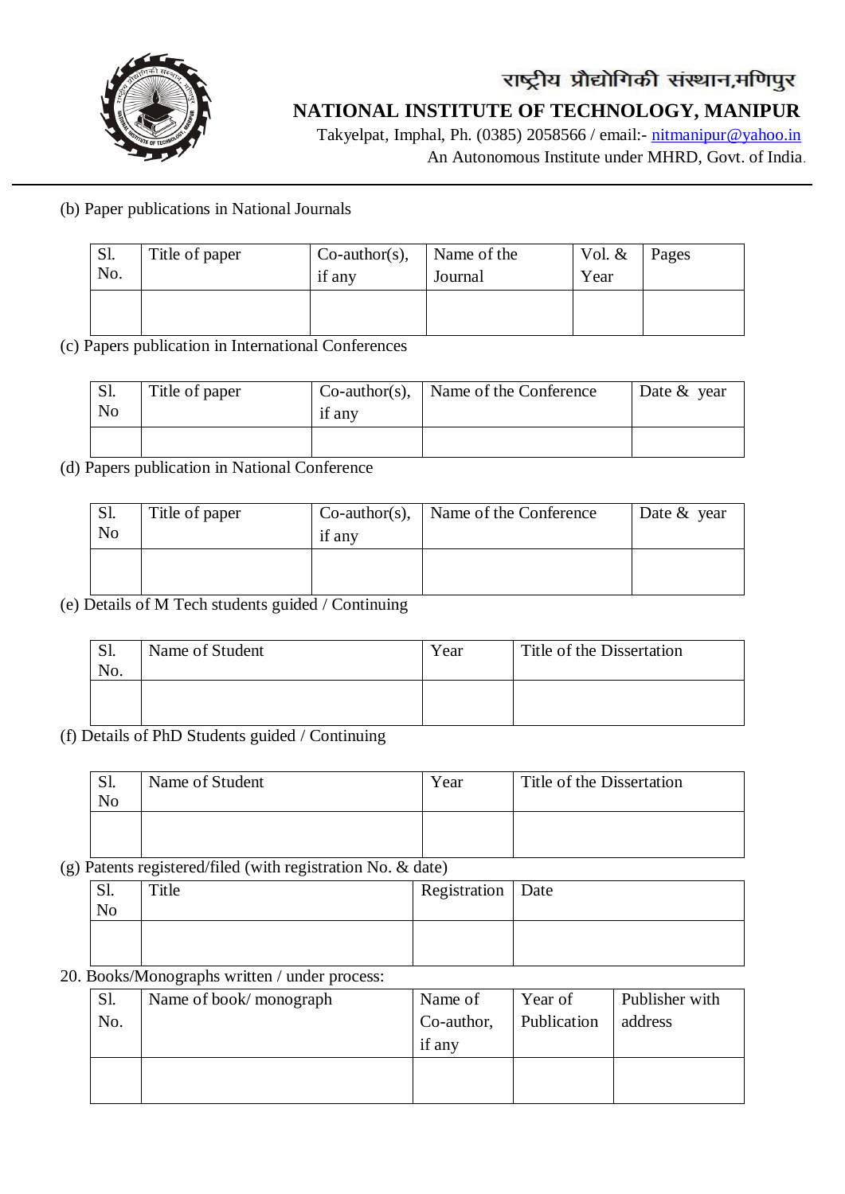राष्ट्रीय प्रौद्योगिकी संस्थान,मणिपुर

**NATIONAL INSTITUTE OF TECHNOLOGY, MANIPUR**

Takyelpat, Imphal, Ph. (0385) 2058566 / email:- nitmanipur@yahoo.in

An Autonomous Institute under MHRD, Govt. of India.

(b) Paper publications in National Journals

| Sl. No. | Title of paper | Co-author(s), if any | Name of the Journal | Vol. & Year | Pages |
|---|---|---|---|---|---|
| | | | | | |

(c) Papers publication in International Conferences

| Sl. No | Title of paper | Co-author(s), if any | Name of the Conference | Date & year |
|---|---|---|---|---|
| | | | | |

(d) Papers publication in National Conference

| Sl. No | Title of paper | Co-author(s), if any | Name of the Conference | Date & year |
|---|---|---|---|---|
| | | | | |

(e) Details of M Tech students guided / Continuing

| Sl. No. | Name of Student | Year | Title of the Dissertation |
|---|---|---|---|
| | | | |

(f) Details of PhD Students guided / Continuing

| Sl. No | Name of Student | Year | Title of the Dissertation |
|---|---|---|---|
| | | | |

(g) Patents registered/filed (with registration No. & date)

| Sl. No | Title | Registration | Date |
|---|---|---|---|
| | | | |

20. Books/Monographs written / under process:

| Sl. No. | Name of book/ monograph | Name of Co-author, if any | Year of Publication | Publisher with address |
|---|---|---|---|---|
| | | | | |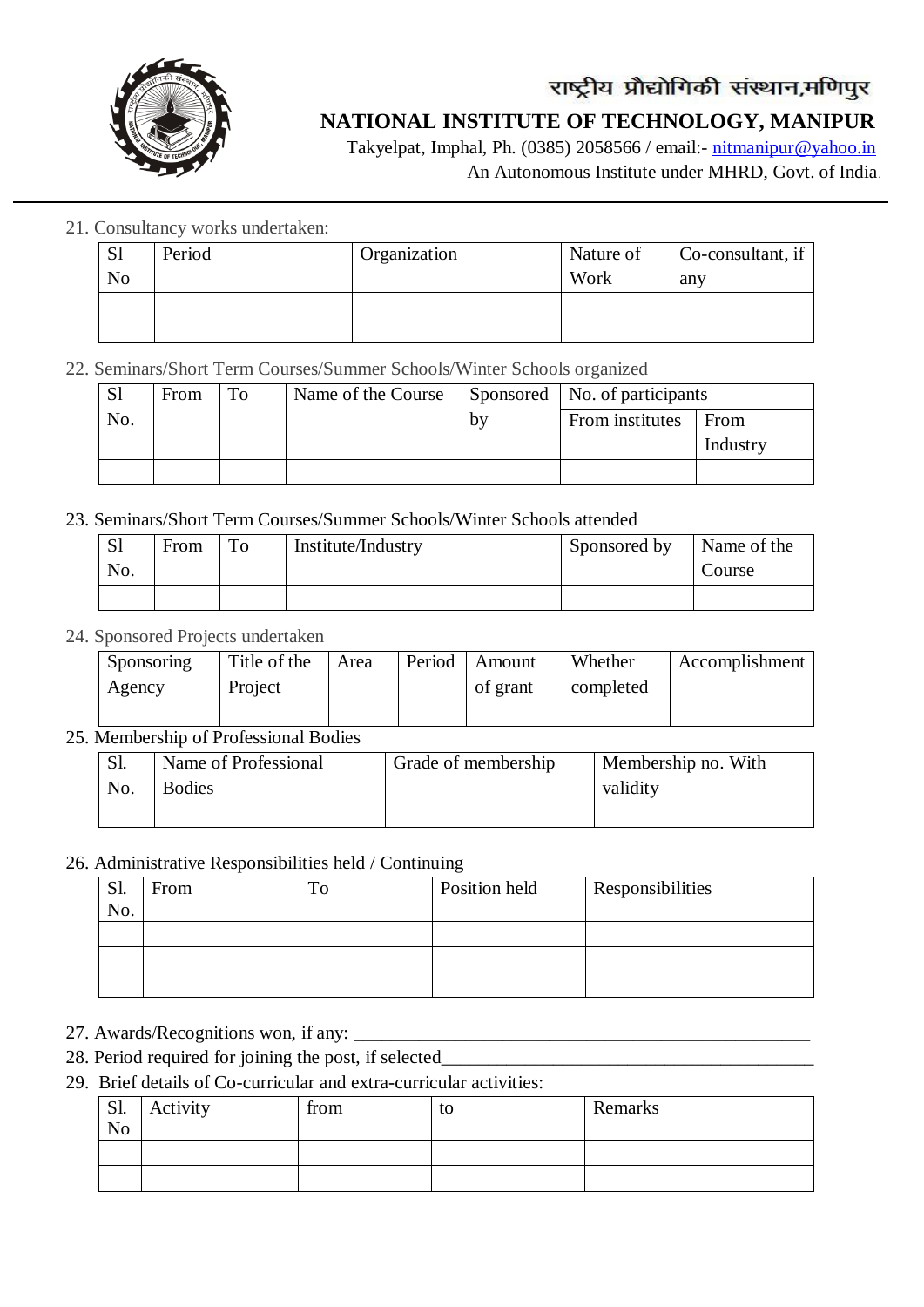21. Consultancy works undertaken:

| Sl No | Period | Organization | Nature of Work | Co-consultant, if any |
|---|---|---|---|---|
| | | | | |

22. Seminars/Short Term Courses/Summer Schools/Winter Schools organized

| Sl No. | From | To | Name of the Course | Sponsored by | No. of participants | |
|---|---|---|---|---|---|---|
| | | | | | From institutes | From Industry |
| | | | | | | |

23. Seminars/Short Term Courses/Summer Schools/Winter Schools attended

| Sl No. | From | To | Institute/Industry | Sponsored by | Name of the Course |
|---|---|---|---|---|---|
| | | | | | |

24. Sponsored Projects undertaken

| Sponsoring Agency | Title of the Project | Area | Period | Amount of grant | Whether completed | Accomplishment |
|---|---|---|---|---|---|---|
| | | | | | | |

25. Membership of Professional Bodies

| Sl. No. | Name of Professional Bodies | Grade of membership | Membership no. With validity |
|---|---|---|---|
| | | | |

26. Administrative Responsibilities held / Continuing

| Sl. No. | From | To | Position held | Responsibilities |
|---|---|---|---|---|
| | | | | |
| | | | | |
| | | | | |

27. Awards/Recognitions won, if any: ___________________________________________________

28. Period required for joining the post, if selected_______________________________________

29. Brief details of Co-curricular and extra-curricular activities:

| Sl. No | Activity | from | to | Remarks |
|---|---|---|---|---|
| | | | | |
| | | | | |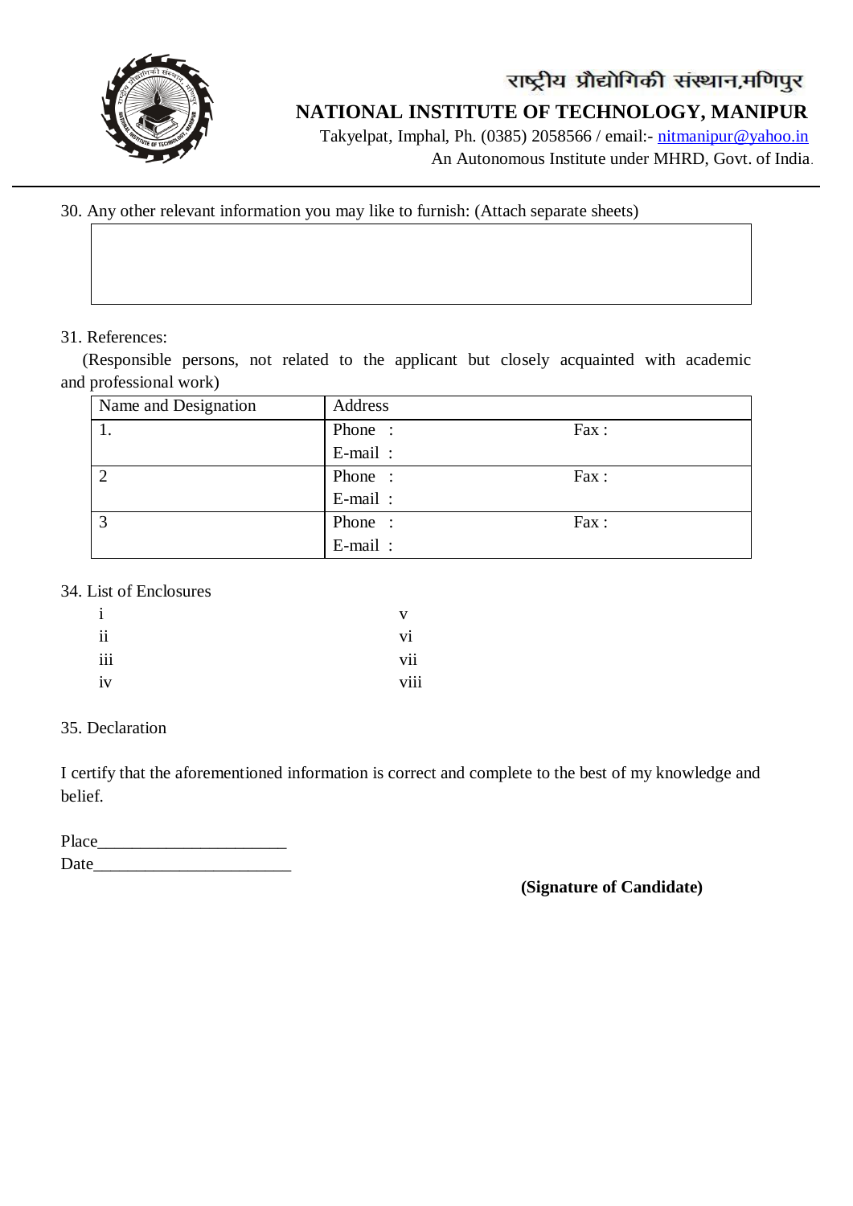30. Any other relevant information you may like to furnish: (Attach separate sheets)

| |
|---|
| |

31. References:

(Responsible persons, not related to the applicant but closely acquainted with academic and professional work)

| Name and Designation | Address | |
|---|---|---|
| 1. | Phone : | Fax : |
| | E-mail : | |
| 2 | Phone : | Fax : |
| | E-mail : | |
| 3 | Phone : | Fax : |
| | E-mail : | |

34. List of Enclosures

| | |
|---|---|
| i | v |
| ii | vi |
| iii | vii |
| iv | viii |

35. Declaration

I certify that the aforementioned information is correct and complete to the best of my knowledge and belief.

Place______________________

Date_______________________

**(Signature of Candidate)**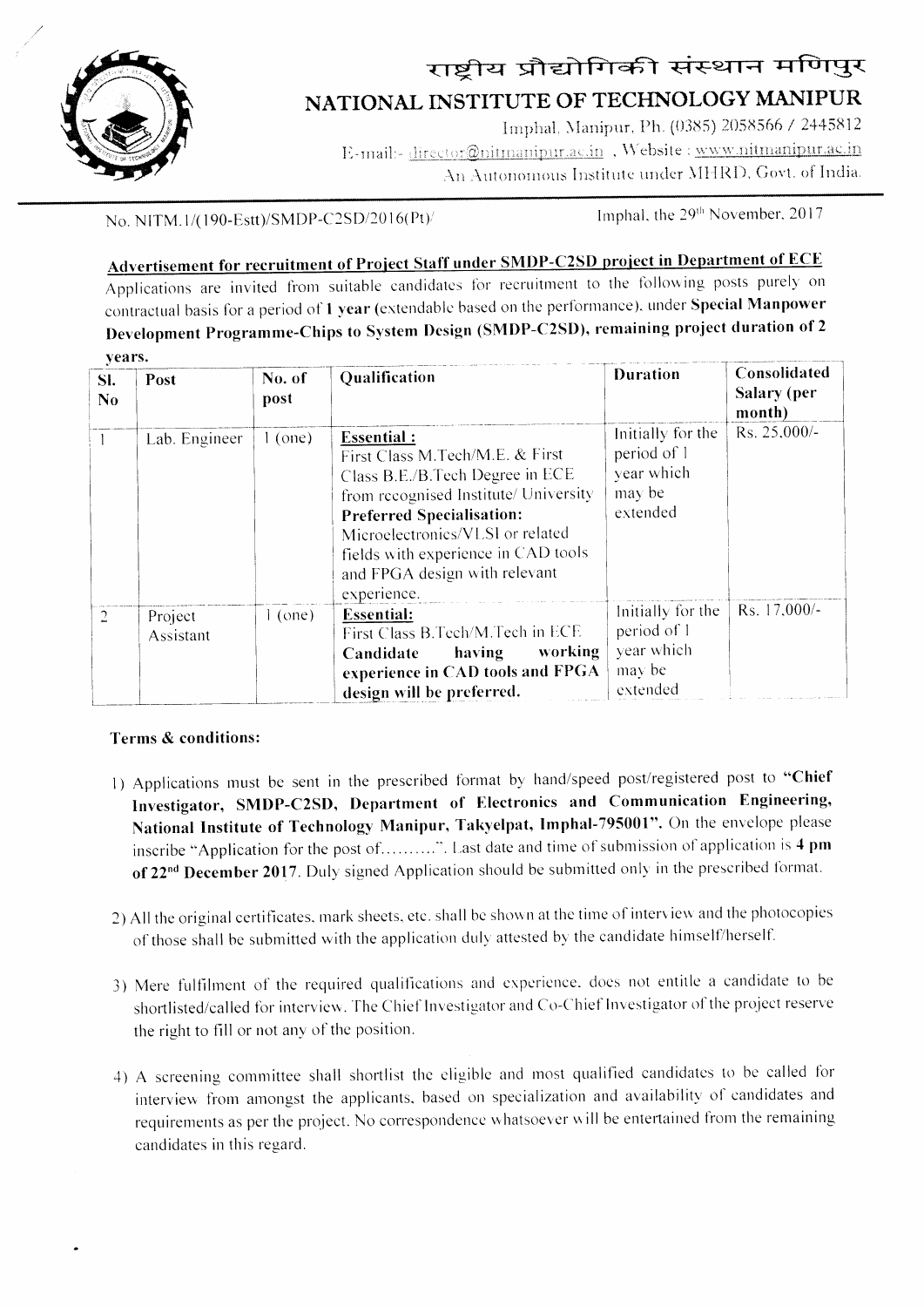# राष्ट्रीय प्रौद्योगिकी संस्थान मणिपुर

# NATIONAL INSTITUTE OF TECHNOLOGY MANIPUR

Imphal, Manipur, Ph. (0385) 2058566 / 2445812

E-mail:- director@nitmanipur.ac.in , Website : www.nitmanipur.ac.in

An Autonomous Institute under MHRD, Govt. of India.

No. NITM.1/(190-Estt)/SMDP-C2SD/2016(Pt)/

Imphal, the 29th November, 2017

**Advertisement for recruitment of Project Staff under SMDP-C2SD project in Department of ECE**

Applications are invited from suitable candidates for recruitment to the following posts purely on contractual basis for a period of **1 year** (extendable based on the performance), under **Special Manpower Development Programme-Chips to System Design (SMDP-C2SD), remaining project duration of 2 years.**

| Sl. No | Post | No. of post | Qualification | Duration | Consolidated Salary (per month) |
|---|---|---|---|---|---|
| 1 | Lab. Engineer | 1 (one) | **Essential :** First Class M.Tech/M.E. & First Class B.E./B.Tech Degree in ECE from recognised Institute/ University **Preferred Specialisation:** Microelectronics/VLSI or related fields with experience in CAD tools and FPGA design with relevant experience. | Initially for the period of 1 year which may be extended | Rs. 25,000/- |
| 2 | Project Assistant | 1 (one) | **Essential:** First Class B.Tech/M.Tech in ECE **Candidate having working experience in CAD tools and FPGA design will be preferred.** | Initially for the period of 1 year which may be extended | Rs. 17,000/- |

**Terms & conditions:**

1) Applications must be sent in the prescribed format by hand/speed post/registered post to **"Chief Investigator, SMDP-C2SD, Department of Electronics and Communication Engineering, National Institute of Technology Manipur, Takyelpat, Imphal-795001".** On the envelope please inscribe "Application for the post of.........". Last date and time of submission of application is **4 pm of 22nd December 2017**. Duly signed Application should be submitted only in the prescribed format.

2) All the original certificates, mark sheets, etc. shall be shown at the time of interview and the photocopies of those shall be submitted with the application duly attested by the candidate himself/herself.

3) Mere fulfilment of the required qualifications and experience, does not entitle a candidate to be shortlisted/called for interview. The Chief Investigator and Co-Chief Investigator of the project reserve the right to fill or not any of the position.

4) A screening committee shall shortlist the eligible and most qualified candidates to be called for interview from amongst the applicants, based on specialization and availability of candidates and requirements as per the project. No correspondence whatsoever will be entertained from the remaining candidates in this regard.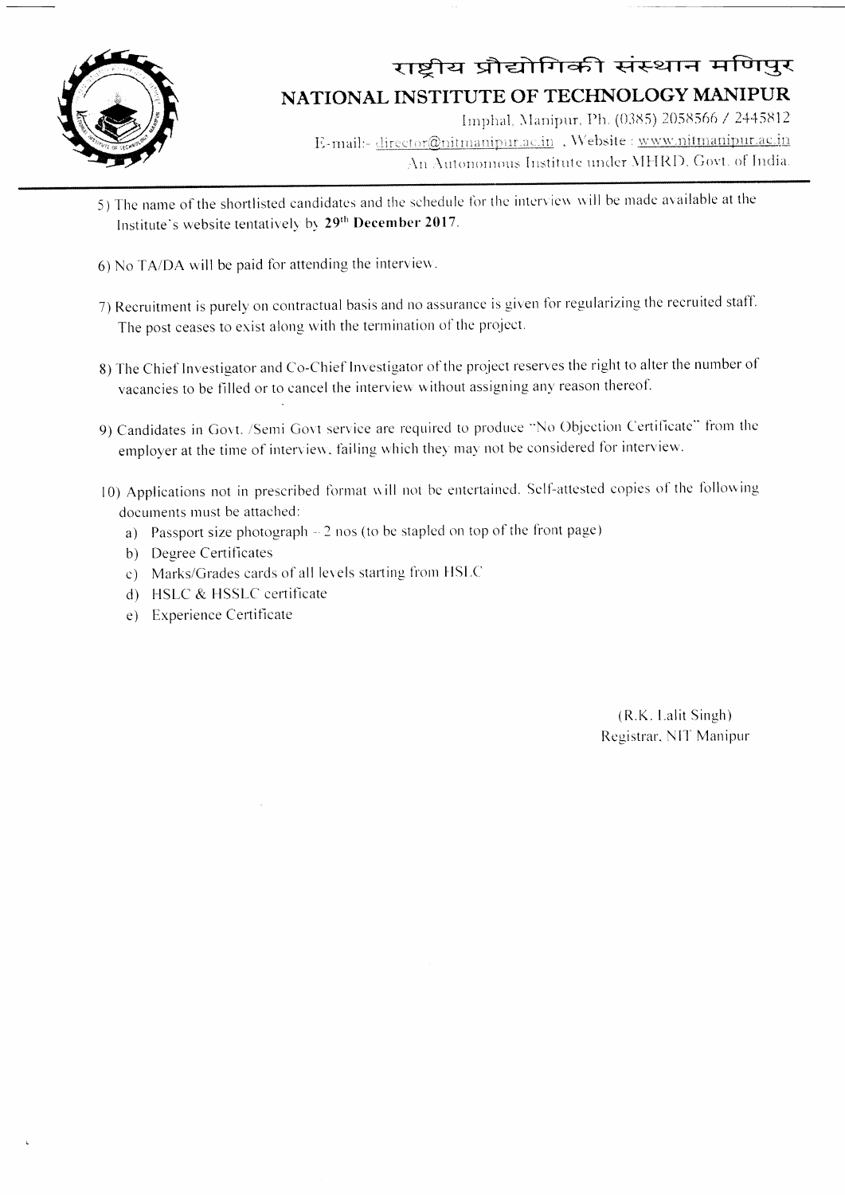# राष्ट्रीय प्रौद्योगिकी संस्थान मणिपुर

## NATIONAL INSTITUTE OF TECHNOLOGY MANIPUR

Imphal, Manipur, Ph. (0385) 2058566 / 2445812
E-mail:- director@nitmanipur.ac.in , Website : www.nitmanipur.ac.in
An Autonomous Institute under MHRD, Govt. of India.

5) The name of the shortlisted candidates and the schedule for the interview will be made available at the Institute's website tentatively by **29th December 2017**.

6) No TA/DA will be paid for attending the interview.

7) Recruitment is purely on contractual basis and no assurance is given for regularizing the recruited staff. The post ceases to exist along with the termination of the project.

8) The Chief Investigator and Co-Chief Investigator of the project reserves the right to alter the number of vacancies to be filled or to cancel the interview without assigning any reason thereof.

9) Candidates in Govt. /Semi Govt service are required to produce "No Objection Certificate" from the employer at the time of interview, failing which they may not be considered for interview.

10) Applications not in prescribed format will not be entertained. Self-attested copies of the following documents must be attached:
   a) Passport size photograph – 2 nos (to be stapled on top of the front page)
   b) Degree Certificates
   c) Marks/Grades cards of all levels starting from HSLC
   d) HSLC & HSSLC certificate
   e) Experience Certificate

(R.K. Lalit Singh)
Registrar, NIT Manipur